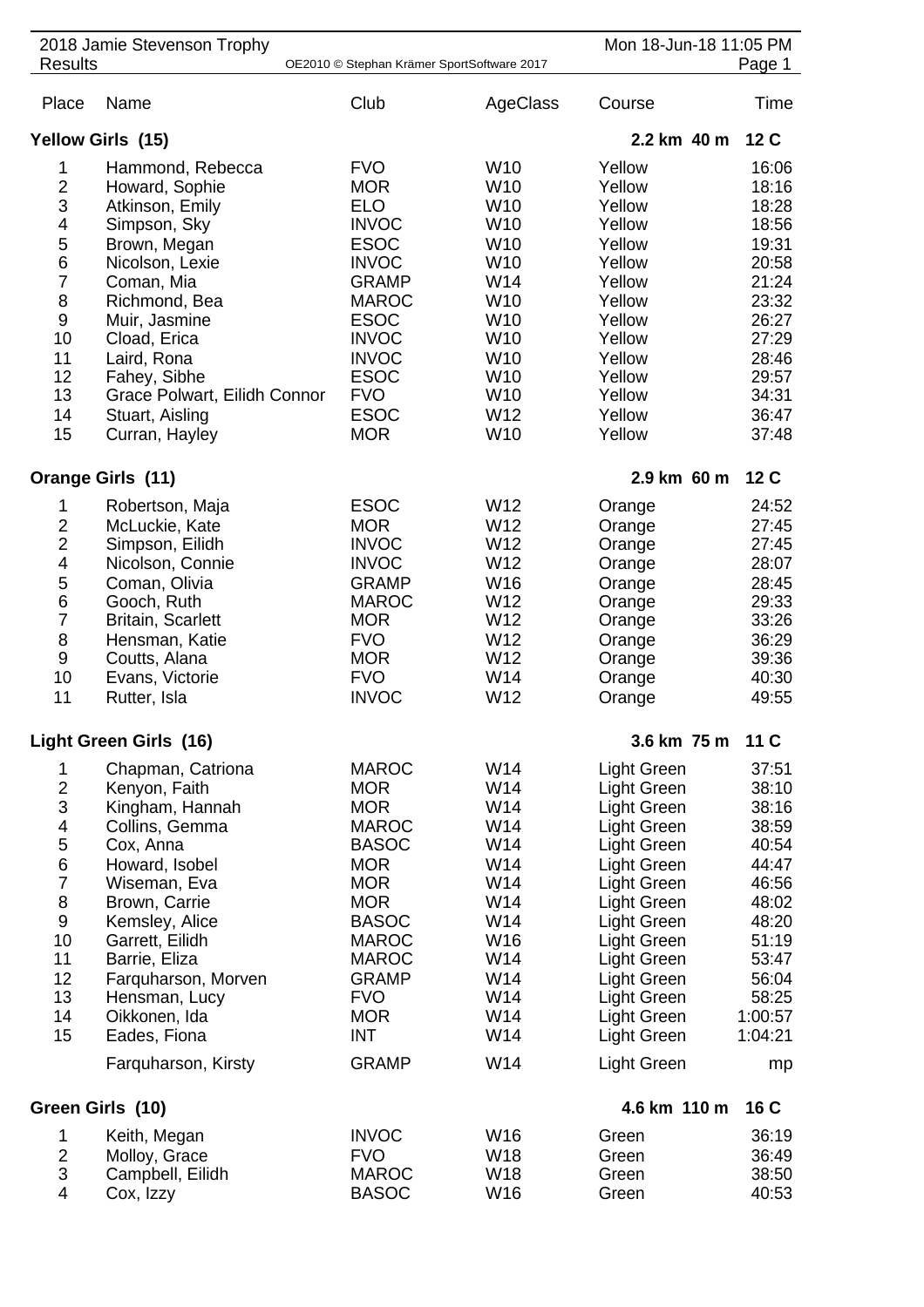# 2018 Jamie Stevenson Trophy

Results

OE2010 © Stephan Krämer SportSoftware 2017

Mon 18-Jun-18 11:05 PM

## Yellow Girls (15)

2.2 km 40 m 12 C

| Place | Name | Club | AgeClass | Course | Time |
|---|---|---|---|---|---|
| 1 | Hammond, Rebecca | FVO | W10 | Yellow | 16:06 |
| 2 | Howard, Sophie | MOR | W10 | Yellow | 18:16 |
| 3 | Atkinson, Emily | ELO | W10 | Yellow | 18:28 |
| 4 | Simpson, Sky | INVOC | W10 | Yellow | 18:56 |
| 5 | Brown, Megan | ESOC | W10 | Yellow | 19:31 |
| 6 | Nicolson, Lexie | INVOC | W10 | Yellow | 20:58 |
| 7 | Coman, Mia | GRAMP | W14 | Yellow | 21:24 |
| 8 | Richmond, Bea | MAROC | W10 | Yellow | 23:32 |
| 9 | Muir, Jasmine | ESOC | W10 | Yellow | 26:27 |
| 10 | Cload, Erica | INVOC | W10 | Yellow | 27:29 |
| 11 | Laird, Rona | INVOC | W10 | Yellow | 28:46 |
| 12 | Fahey, Sibhe | ESOC | W10 | Yellow | 29:57 |
| 13 | Grace Polwart, Eilidh Connor | FVO | W10 | Yellow | 34:31 |
| 14 | Stuart, Aisling | ESOC | W12 | Yellow | 36:47 |
| 15 | Curran, Hayley | MOR | W10 | Yellow | 37:48 |

## Orange Girls (11)

2.9 km 60 m 12 C

| Place | Name | Club | AgeClass | Course | Time |
|---|---|---|---|---|---|
| 1 | Robertson, Maja | ESOC | W12 | Orange | 24:52 |
| 2 | McLuckie, Kate | MOR | W12 | Orange | 27:45 |
| 2 | Simpson, Eilidh | INVOC | W12 | Orange | 27:45 |
| 4 | Nicolson, Connie | INVOC | W12 | Orange | 28:07 |
| 5 | Coman, Olivia | GRAMP | W16 | Orange | 28:45 |
| 6 | Gooch, Ruth | MAROC | W12 | Orange | 29:33 |
| 7 | Britain, Scarlett | MOR | W12 | Orange | 33:26 |
| 8 | Hensman, Katie | FVO | W12 | Orange | 36:29 |
| 9 | Coutts, Alana | MOR | W12 | Orange | 39:36 |
| 10 | Evans, Victorie | FVO | W14 | Orange | 40:30 |
| 11 | Rutter, Isla | INVOC | W12 | Orange | 49:55 |

## Light Green Girls (16)

3.6 km 75 m 11 C

| Place | Name | Club | AgeClass | Course | Time |
|---|---|---|---|---|---|
| 1 | Chapman, Catriona | MAROC | W14 | Light Green | 37:51 |
| 2 | Kenyon, Faith | MOR | W14 | Light Green | 38:10 |
| 3 | Kingham, Hannah | MOR | W14 | Light Green | 38:16 |
| 4 | Collins, Gemma | MAROC | W14 | Light Green | 38:59 |
| 5 | Cox, Anna | BASOC | W14 | Light Green | 40:54 |
| 6 | Howard, Isobel | MOR | W14 | Light Green | 44:47 |
| 7 | Wiseman, Eva | MOR | W14 | Light Green | 46:56 |
| 8 | Brown, Carrie | MOR | W14 | Light Green | 48:02 |
| 9 | Kemsley, Alice | BASOC | W14 | Light Green | 48:20 |
| 10 | Garrett, Eilidh | MAROC | W16 | Light Green | 51:19 |
| 11 | Barrie, Eliza | MAROC | W14 | Light Green | 53:47 |
| 12 | Farquharson, Morven | GRAMP | W14 | Light Green | 56:04 |
| 13 | Hensman, Lucy | FVO | W14 | Light Green | 58:25 |
| 14 | Oikkonen, Ida | MOR | W14 | Light Green | 1:00:57 |
| 15 | Eades, Fiona | INT | W14 | Light Green | 1:04:21 |
| | Farquharson, Kirsty | GRAMP | W14 | Light Green | mp |

## Green Girls (10)

4.6 km 110 m 16 C

| Place | Name | Club | AgeClass | Course | Time |
|---|---|---|---|---|---|
| 1 | Keith, Megan | INVOC | W16 | Green | 36:19 |
| 2 | Molloy, Grace | FVO | W18 | Green | 36:49 |
| 3 | Campbell, Eilidh | MAROC | W18 | Green | 38:50 |
| 4 | Cox, Izzy | BASOC | W16 | Green | 40:53 |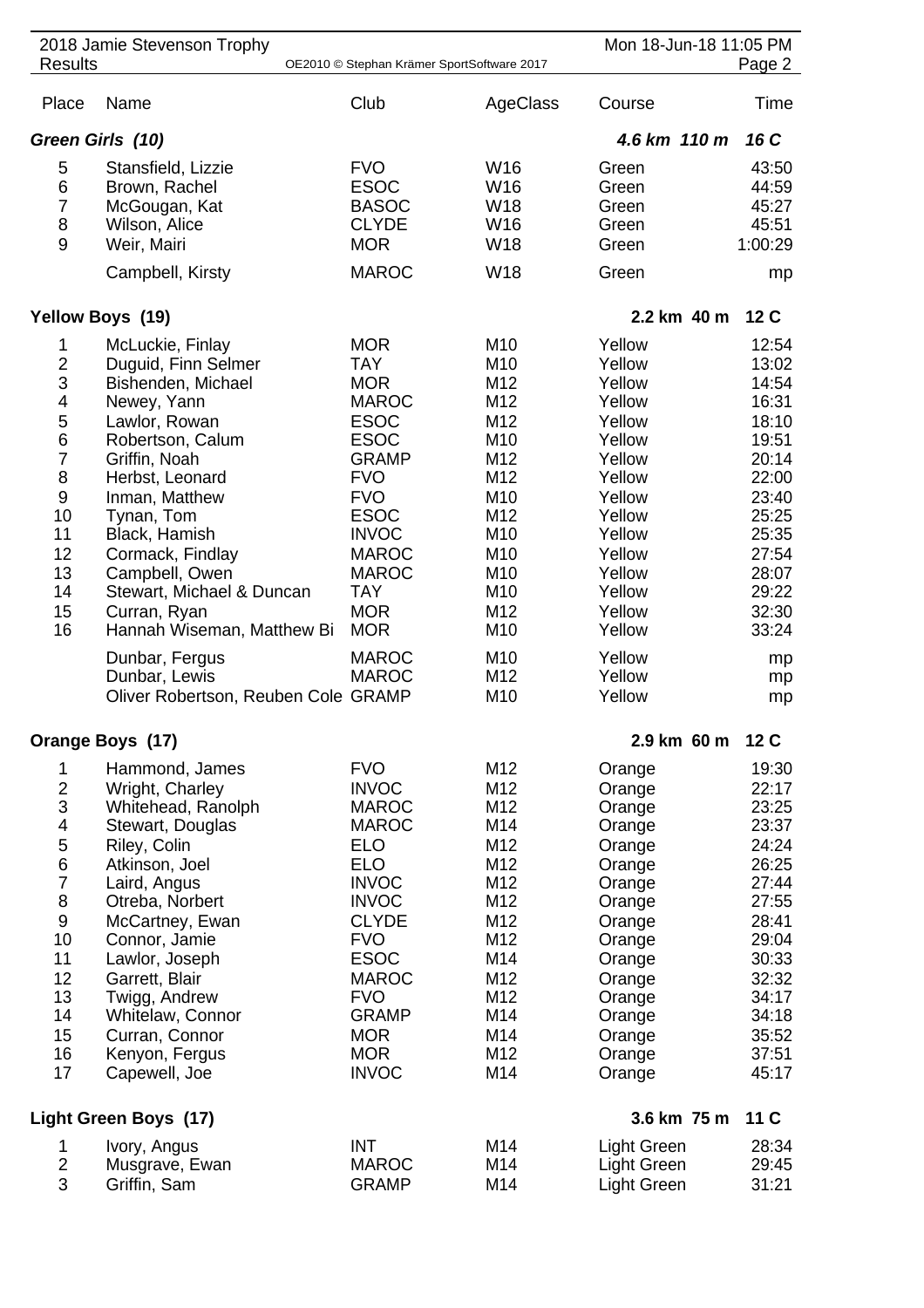| Place | Name | Club | AgeClass | Course | Time |
|---|---|---|---|---|---|
| ***Green Girls (10)*** | | | | ***4.6 km 110 m*** | ***16 C*** |
| 5 | Stansfield, Lizzie | FVO | W16 | Green | 43:50 |
| 6 | Brown, Rachel | ESOC | W16 | Green | 44:59 |
| 7 | McGougan, Kat | BASOC | W18 | Green | 45:27 |
| 8 | Wilson, Alice | CLYDE | W16 | Green | 45:51 |
| 9 | Weir, Mairi | MOR | W18 | Green | 1:00:29 |
| | Campbell, Kirsty | MAROC | W18 | Green | mp |
| **Yellow Boys (19)** | | | | **2.2 km 40 m** | **12 C** |
| 1 | McLuckie, Finlay | MOR | M10 | Yellow | 12:54 |
| 2 | Duguid, Finn Selmer | TAY | M10 | Yellow | 13:02 |
| 3 | Bishenden, Michael | MOR | M12 | Yellow | 14:54 |
| 4 | Newey, Yann | MAROC | M12 | Yellow | 16:31 |
| 5 | Lawlor, Rowan | ESOC | M12 | Yellow | 18:10 |
| 6 | Robertson, Calum | ESOC | M10 | Yellow | 19:51 |
| 7 | Griffin, Noah | GRAMP | M12 | Yellow | 20:14 |
| 8 | Herbst, Leonard | FVO | M12 | Yellow | 22:00 |
| 9 | Inman, Matthew | FVO | M10 | Yellow | 23:40 |
| 10 | Tynan, Tom | ESOC | M12 | Yellow | 25:25 |
| 11 | Black, Hamish | INVOC | M10 | Yellow | 25:35 |
| 12 | Cormack, Findlay | MAROC | M10 | Yellow | 27:54 |
| 13 | Campbell, Owen | MAROC | M10 | Yellow | 28:07 |
| 14 | Stewart, Michael & Duncan | TAY | M10 | Yellow | 29:22 |
| 15 | Curran, Ryan | MOR | M12 | Yellow | 32:30 |
| 16 | Hannah Wiseman, Matthew Bi | MOR | M10 | Yellow | 33:24 |
| | Dunbar, Fergus | MAROC | M10 | Yellow | mp |
| | Dunbar, Lewis | MAROC | M12 | Yellow | mp |
| | Oliver Robertson, Reuben Cole | GRAMP | M10 | Yellow | mp |
| **Orange Boys (17)** | | | | **2.9 km 60 m** | **12 C** |
| 1 | Hammond, James | FVO | M12 | Orange | 19:30 |
| 2 | Wright, Charley | INVOC | M12 | Orange | 22:17 |
| 3 | Whitehead, Ranolph | MAROC | M12 | Orange | 23:25 |
| 4 | Stewart, Douglas | MAROC | M14 | Orange | 23:37 |
| 5 | Riley, Colin | ELO | M12 | Orange | 24:24 |
| 6 | Atkinson, Joel | ELO | M12 | Orange | 26:25 |
| 7 | Laird, Angus | INVOC | M12 | Orange | 27:44 |
| 8 | Otreba, Norbert | INVOC | M12 | Orange | 27:55 |
| 9 | McCartney, Ewan | CLYDE | M12 | Orange | 28:41 |
| 10 | Connor, Jamie | FVO | M12 | Orange | 29:04 |
| 11 | Lawlor, Joseph | ESOC | M14 | Orange | 30:33 |
| 12 | Garrett, Blair | MAROC | M12 | Orange | 32:32 |
| 13 | Twigg, Andrew | FVO | M12 | Orange | 34:17 |
| 14 | Whitelaw, Connor | GRAMP | M14 | Orange | 34:18 |
| 15 | Curran, Connor | MOR | M14 | Orange | 35:52 |
| 16 | Kenyon, Fergus | MOR | M12 | Orange | 37:51 |
| 17 | Capewell, Joe | INVOC | M14 | Orange | 45:17 |
| **Light Green Boys (17)** | | | | **3.6 km 75 m** | **11 C** |
| 1 | Ivory, Angus | INT | M14 | Light Green | 28:34 |
| 2 | Musgrave, Ewan | MAROC | M14 | Light Green | 29:45 |
| 3 | Griffin, Sam | GRAMP | M14 | Light Green | 31:21 |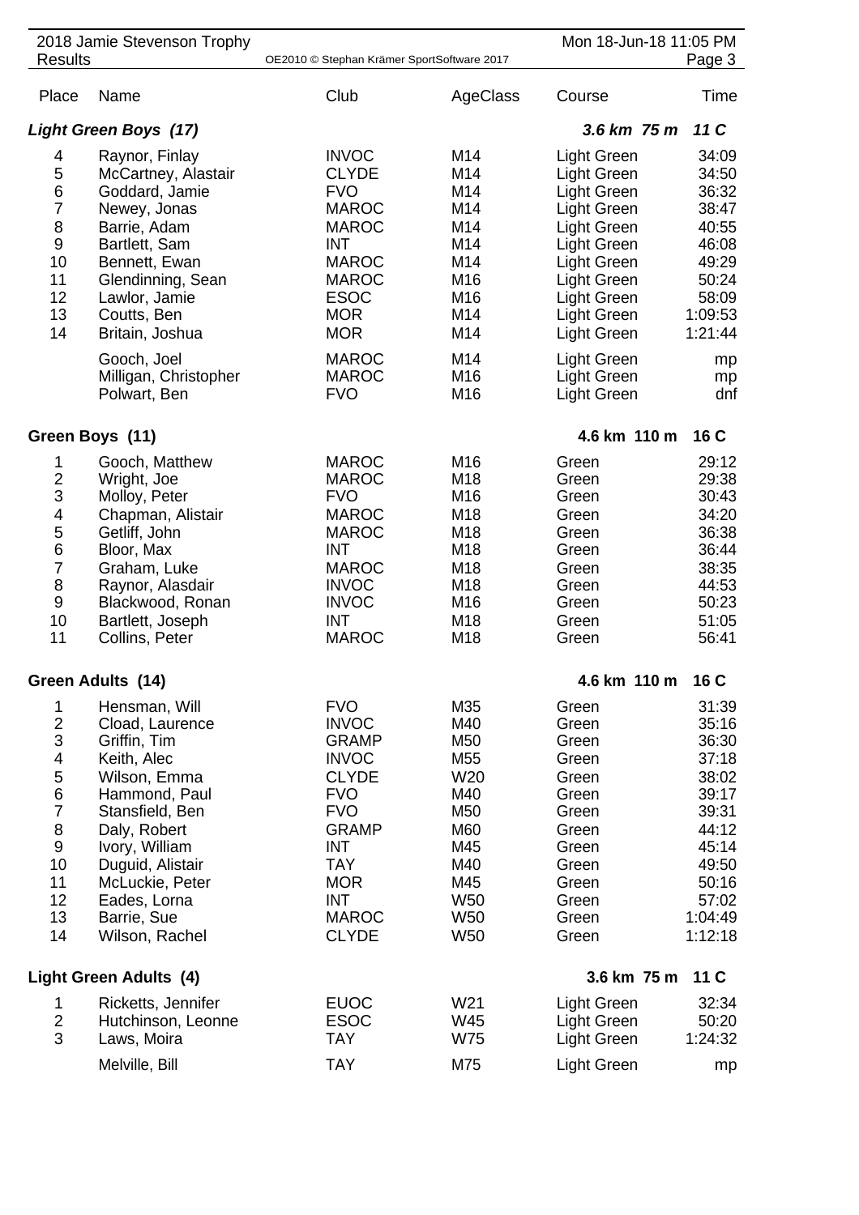| Place | Name | Club | AgeClass | Course | Time |
|---|---|---|---|---|---|
| ***Light Green Boys (17)*** | | | | ***3.6 km 75 m*** | ***11 C*** |
| 4 | Raynor, Finlay | INVOC | M14 | Light Green | 34:09 |
| 5 | McCartney, Alastair | CLYDE | M14 | Light Green | 34:50 |
| 6 | Goddard, Jamie | FVO | M14 | Light Green | 36:32 |
| 7 | Newey, Jonas | MAROC | M14 | Light Green | 38:47 |
| 8 | Barrie, Adam | MAROC | M14 | Light Green | 40:55 |
| 9 | Bartlett, Sam | INT | M14 | Light Green | 46:08 |
| 10 | Bennett, Ewan | MAROC | M14 | Light Green | 49:29 |
| 11 | Glendinning, Sean | MAROC | M16 | Light Green | 50:24 |
| 12 | Lawlor, Jamie | ESOC | M16 | Light Green | 58:09 |
| 13 | Coutts, Ben | MOR | M14 | Light Green | 1:09:53 |
| 14 | Britain, Joshua | MOR | M14 | Light Green | 1:21:44 |
| | Gooch, Joel | MAROC | M14 | Light Green | mp |
| | Milligan, Christopher | MAROC | M16 | Light Green | mp |
| | Polwart, Ben | FVO | M16 | Light Green | dnf |
| **Green Boys (11)** | | | | **4.6 km 110 m** | **16 C** |
| 1 | Gooch, Matthew | MAROC | M16 | Green | 29:12 |
| 2 | Wright, Joe | MAROC | M18 | Green | 29:38 |
| 3 | Molloy, Peter | FVO | M16 | Green | 30:43 |
| 4 | Chapman, Alistair | MAROC | M18 | Green | 34:20 |
| 5 | Getliff, John | MAROC | M18 | Green | 36:38 |
| 6 | Bloor, Max | INT | M18 | Green | 36:44 |
| 7 | Graham, Luke | MAROC | M18 | Green | 38:35 |
| 8 | Raynor, Alasdair | INVOC | M18 | Green | 44:53 |
| 9 | Blackwood, Ronan | INVOC | M16 | Green | 50:23 |
| 10 | Bartlett, Joseph | INT | M18 | Green | 51:05 |
| 11 | Collins, Peter | MAROC | M18 | Green | 56:41 |
| **Green Adults (14)** | | | | **4.6 km 110 m** | **16 C** |
| 1 | Hensman, Will | FVO | M35 | Green | 31:39 |
| 2 | Cload, Laurence | INVOC | M40 | Green | 35:16 |
| 3 | Griffin, Tim | GRAMP | M50 | Green | 36:30 |
| 4 | Keith, Alec | INVOC | M55 | Green | 37:18 |
| 5 | Wilson, Emma | CLYDE | W20 | Green | 38:02 |
| 6 | Hammond, Paul | FVO | M40 | Green | 39:17 |
| 7 | Stansfield, Ben | FVO | M50 | Green | 39:31 |
| 8 | Daly, Robert | GRAMP | M60 | Green | 44:12 |
| 9 | Ivory, William | INT | M45 | Green | 45:14 |
| 10 | Duguid, Alistair | TAY | M40 | Green | 49:50 |
| 11 | McLuckie, Peter | MOR | M45 | Green | 50:16 |
| 12 | Eades, Lorna | INT | W50 | Green | 57:02 |
| 13 | Barrie, Sue | MAROC | W50 | Green | 1:04:49 |
| 14 | Wilson, Rachel | CLYDE | W50 | Green | 1:12:18 |
| **Light Green Adults (4)** | | | | **3.6 km 75 m** | **11 C** |
| 1 | Ricketts, Jennifer | EUOC | W21 | Light Green | 32:34 |
| 2 | Hutchinson, Leonne | ESOC | W45 | Light Green | 50:20 |
| 3 | Laws, Moira | TAY | W75 | Light Green | 1:24:32 |
| | Melville, Bill | TAY | M75 | Light Green | mp |